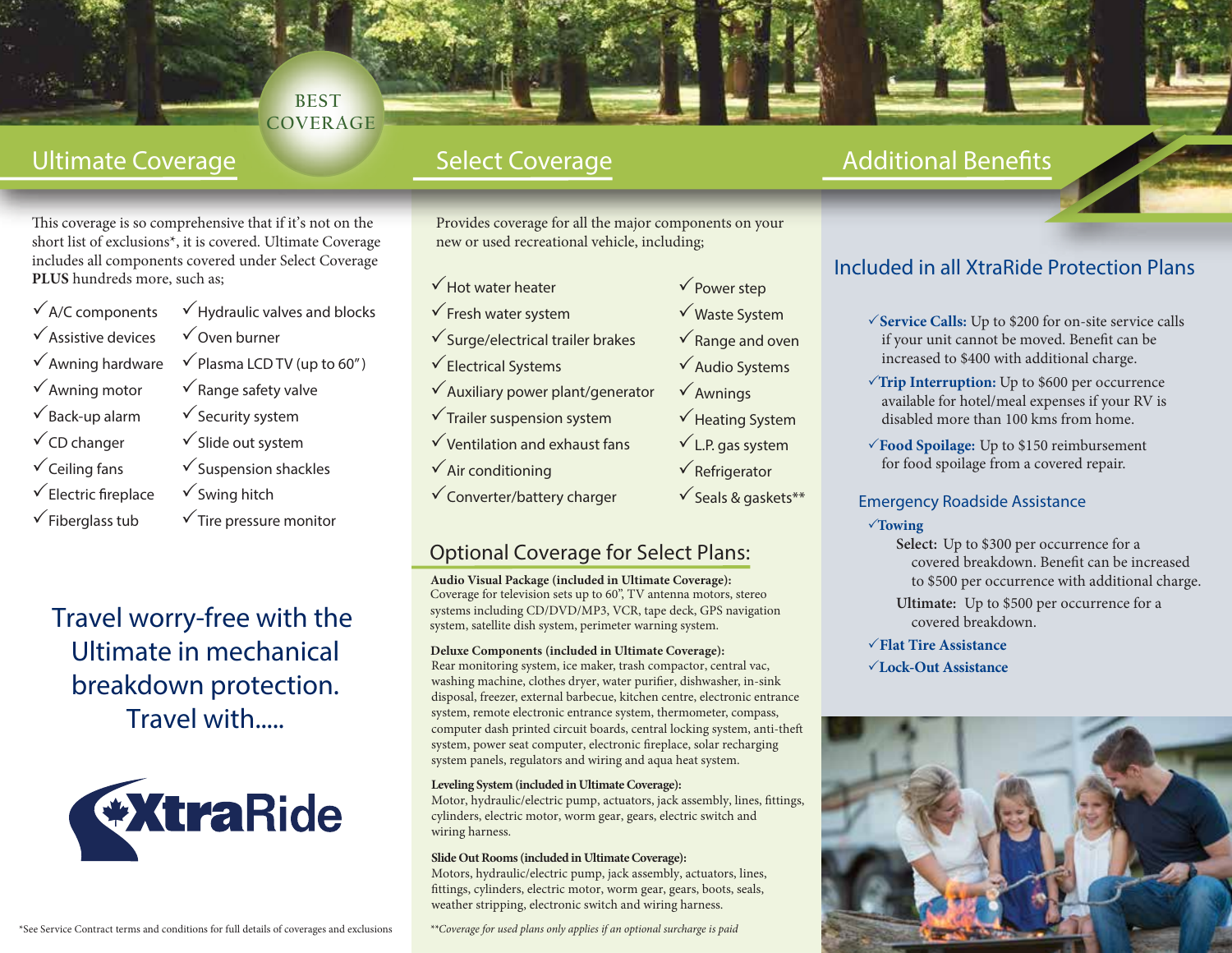## Ultimate Coverage

BEST COVERAGE

This coverage is so comprehensive that if it's not on the short list of exclusions*, it is covered. Ultimate Coverage includes all components covered under Select Coverage **PLUS** hundreds more, such as;

- ✓A/C components
- ✓Assistive devices
- ✓Awning hardware
- ✓Awning motor
- ✓Back-up alarm
- ✓CD changer
- ✓Ceiling fans
- ✓Electric fireplace
- ✓Fiberglass tub
- ✓Hydraulic valves and blocks
- ✓Oven burner
- ✓Plasma LCD TV (up to 60″)
- ✓Range safety valve
- ✓Security system
- ✓Slide out system
- ✓Suspension shackles
- ✓Swing hitch
- ✓Tire pressure monitor

Travel worry-free with the Ultimate in mechanical breakdown protection. Travel with.....

XtraRide

*See Service Contract terms and conditions for full details of coverages and exclusions

## Select Coverage

Provides coverage for all the major components on your new or used recreational vehicle, including;

- ✓Hot water heater
- ✓Fresh water system
- ✓Surge/electrical trailer brakes
- ✓Electrical Systems
- ✓Auxiliary power plant/generator
- ✓Trailer suspension system
- ✓Ventilation and exhaust fans
- ✓Air conditioning
- ✓Converter/battery charger
- ✓Power step
- ✓Waste System
- ✓Range and oven
- ✓Audio Systems
- ✓Awnings
- ✓Heating System
- ✓L.P. gas system
- ✓Refrigerator
- ✓Seals & gaskets**

### Optional Coverage for Select Plans:

**Audio Visual Package (included in Ultimate Coverage):**
Coverage for television sets up to 60", TV antenna motors, stereo systems including CD/DVD/MP3, VCR, tape deck, GPS navigation system, satellite dish system, perimeter warning system.

**Deluxe Components (included in Ultimate Coverage):**
Rear monitoring system, ice maker, trash compactor, central vac, washing machine, clothes dryer, water purifier, dishwasher, in-sink disposal, freezer, external barbecue, kitchen centre, electronic entrance system, remote electronic entrance system, thermometer, compass, computer dash printed circuit boards, central locking system, anti-theft system, power seat computer, electronic fireplace, solar recharging system panels, regulators and wiring and aqua heat system.

**Leveling System (included in Ultimate Coverage):**
Motor, hydraulic/electric pump, actuators, jack assembly, lines, fittings, cylinders, electric motor, worm gear, gears, electric switch and wiring harness.

**Slide Out Rooms (included in Ultimate Coverage):**
Motors, hydraulic/electric pump, jack assembly, actuators, lines, fittings, cylinders, electric motor, worm gear, gears, boots, seals, weather stripping, electronic switch and wiring harness.

*\*\*Coverage for used plans only applies if an optional surcharge is paid*

## Additional Benefits

### Included in all XtraRide Protection Plans

- ✓**Service Calls:** Up to $200 for on-site service calls if your unit cannot be moved. Benefit can be increased to $400 with additional charge.
- ✓**Trip Interruption:** Up to $600 per occurrence available for hotel/meal expenses if your RV is disabled more than 100 kms from home.
- ✓**Food Spoilage:** Up to $150 reimbursement for food spoilage from a covered repair.

### Emergency Roadside Assistance

- ✓**Towing**
  - **Select:** Up to $300 per occurrence for a covered breakdown. Benefit can be increased to $500 per occurrence with additional charge.
  - **Ultimate:** Up to $500 per occurrence for a covered breakdown.
- ✓**Flat Tire Assistance**
- ✓**Lock-Out Assistance**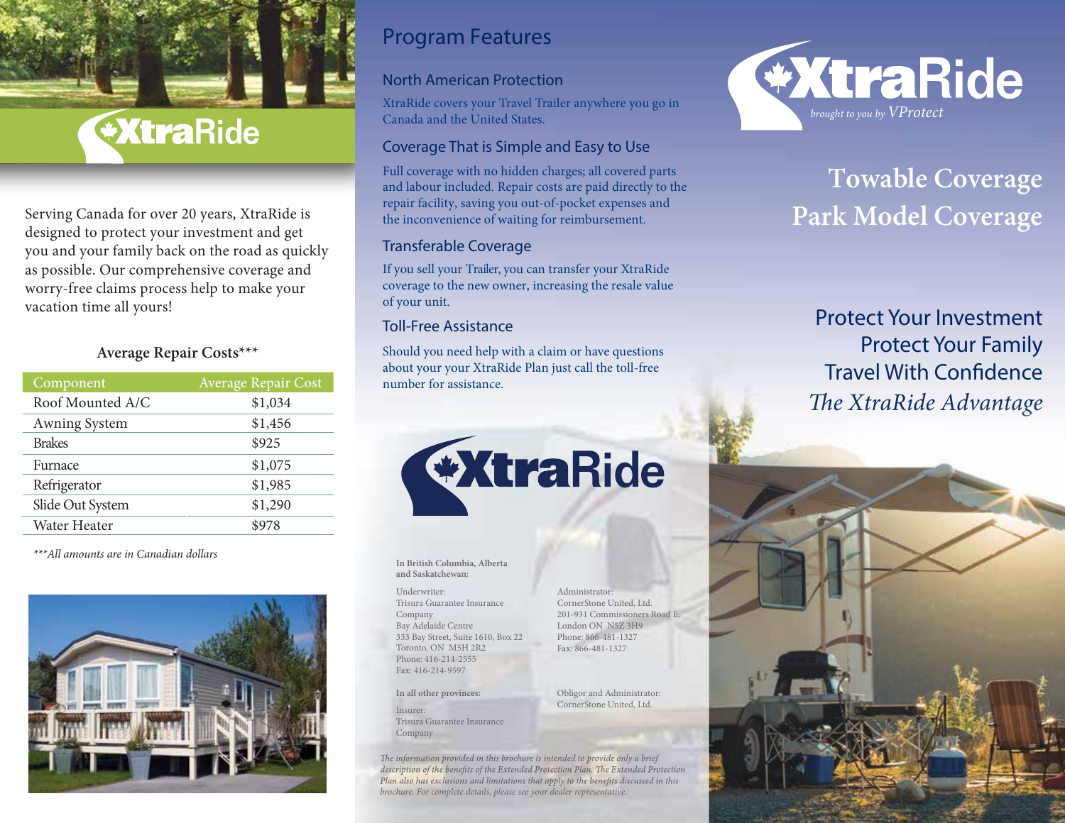# XtraRide

Serving Canada for over 20 years, XtraRide is designed to protect your investment and get you and your family back on the road as quickly as possible. Our comprehensive coverage and worry-free claims process help to make your vacation time all yours!

**Average Repair Costs*****

| Component | Average Repair Cost |
|---|---|
| Roof Mounted A/C | $1,034 |
| Awning System | $1,456 |
| Brakes | $925 |
| Furnace | $1,075 |
| Refrigerator | $1,985 |
| Slide Out System | $1,290 |
| Water Heater | $978 |

****All amounts are in Canadian dollars*

## Program Features

### North American Protection

XtraRide covers your Travel Trailer anywhere you go in Canada and the United States.

### Coverage That is Simple and Easy to Use

Full coverage with no hidden charges; all covered parts and labour included. Repair costs are paid directly to the repair facility, saving you out-of-pocket expenses and the inconvenience of waiting for reimbursement.

### Transferable Coverage

If you sell your Trailer, you can transfer your XtraRide coverage to the new owner, increasing the resale value of your unit.

### Toll-Free Assistance

Should you need help with a claim or have questions about your your XtraRide Plan just call the toll-free number for assistance.

XtraRide

**In British Columbia, Alberta and Saskatchewan:**

Underwriter:
Trisura Guarantee Insurance Company
Bay Adelaide Centre
333 Bay Street, Suite 1610, Box 22
Toronto, ON M5H 2R2
Phone: 416-214-2555
Fax: 416-214-9597

Administrator:
CornerStone United, Ltd.
201-931 Commissioners Road E.
London ON N5Z 3H9
Phone: 866-481-1327
Fax: 866-481-1327

**In all other provinces:**

Insurer:
Trisura Guarantee Insurance Company

Obligor and Administrator:
CornerStone United, Ltd.

*The information provided in this brochure is intended to provide only a brief description of the benefits of the Extended Protection Plan. The Extended Protection Plan also has exclusions and limitations that apply to the benefits discussed in this brochure. For complete details, please see your dealer representative.*

XtraRide *brought to you by VProtect*

## Towable Coverage
## Park Model Coverage

Protect Your Investment
Protect Your Family
Travel With Confidence
*The XtraRide Advantage*